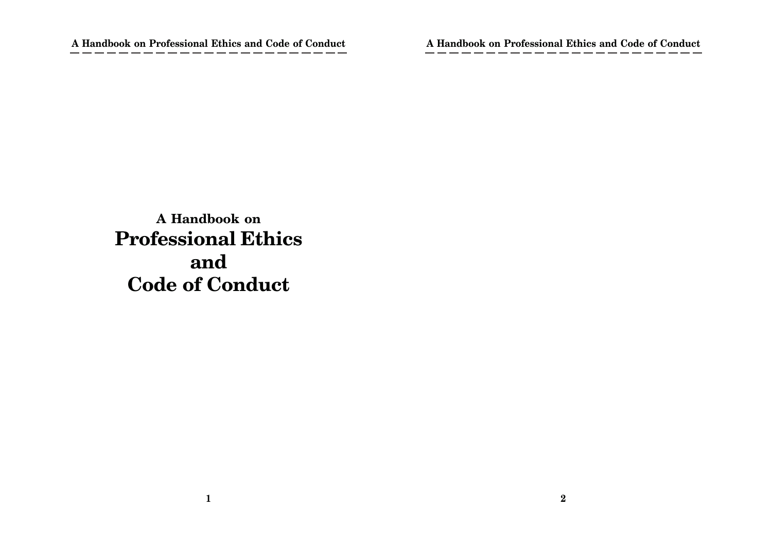# A Handbook on Professional Ethics and Code of Conduct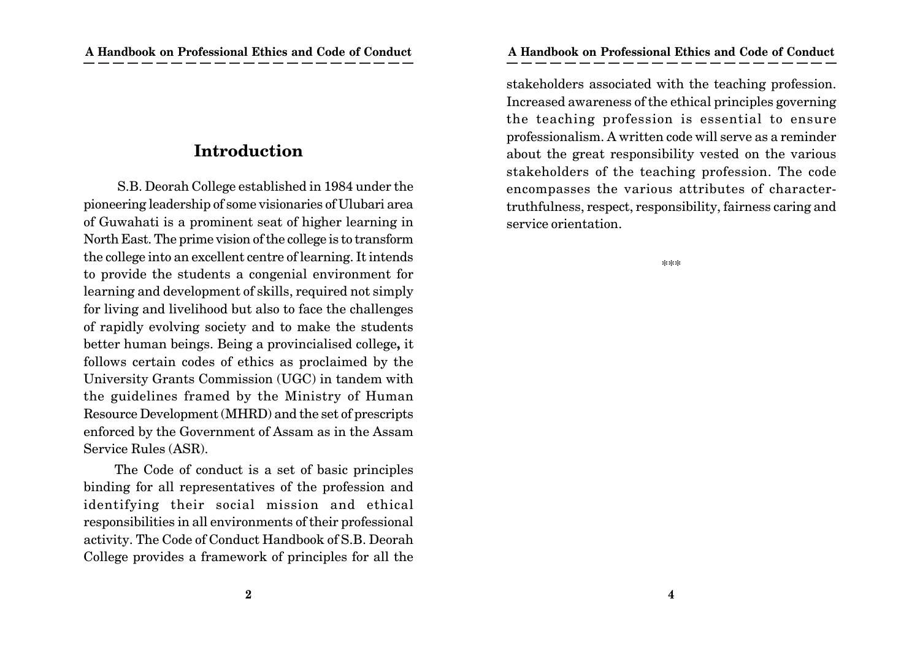# Introduction

S.B. Deorah College established in 1984 under the pioneering leadership of some visionaries of Ulubari area of Guwahati is a prominent seat of higher learning in North East. The prime vision of the college is to transform the college into an excellent centre of learning. It intends to provide the students a congenial environment for learning and development of skills, required not simply for living and livelihood but also to face the challenges of rapidly evolving society and to make the students better human beings. Being a provincialised college**,** it follows certain codes of ethics as proclaimed by the University Grants Commission (UGC) in tandem with the guidelines framed by the Ministry of Human Resource Development (MHRD) and the set of prescripts enforced by the Government of Assam as in the Assam Service Rules (ASR).

The Code of conduct is a set of basic principles binding for all representatives of the profession and identifying their social mission and ethical responsibilities in all environments of their professional activity. The Code of Conduct Handbook of S.B. Deorah College provides a framework of principles for all the stakeholders associated with the teaching profession. Increased awareness of the ethical principles governing the teaching profession is essential to ensure professionalism. A written code will serve as a reminder about the great responsibility vested on the various stakeholders of the teaching profession. The code encompasses the various attributes of character-truthfulness, respect, responsibility, fairness caring and service orientation.

\*\*\*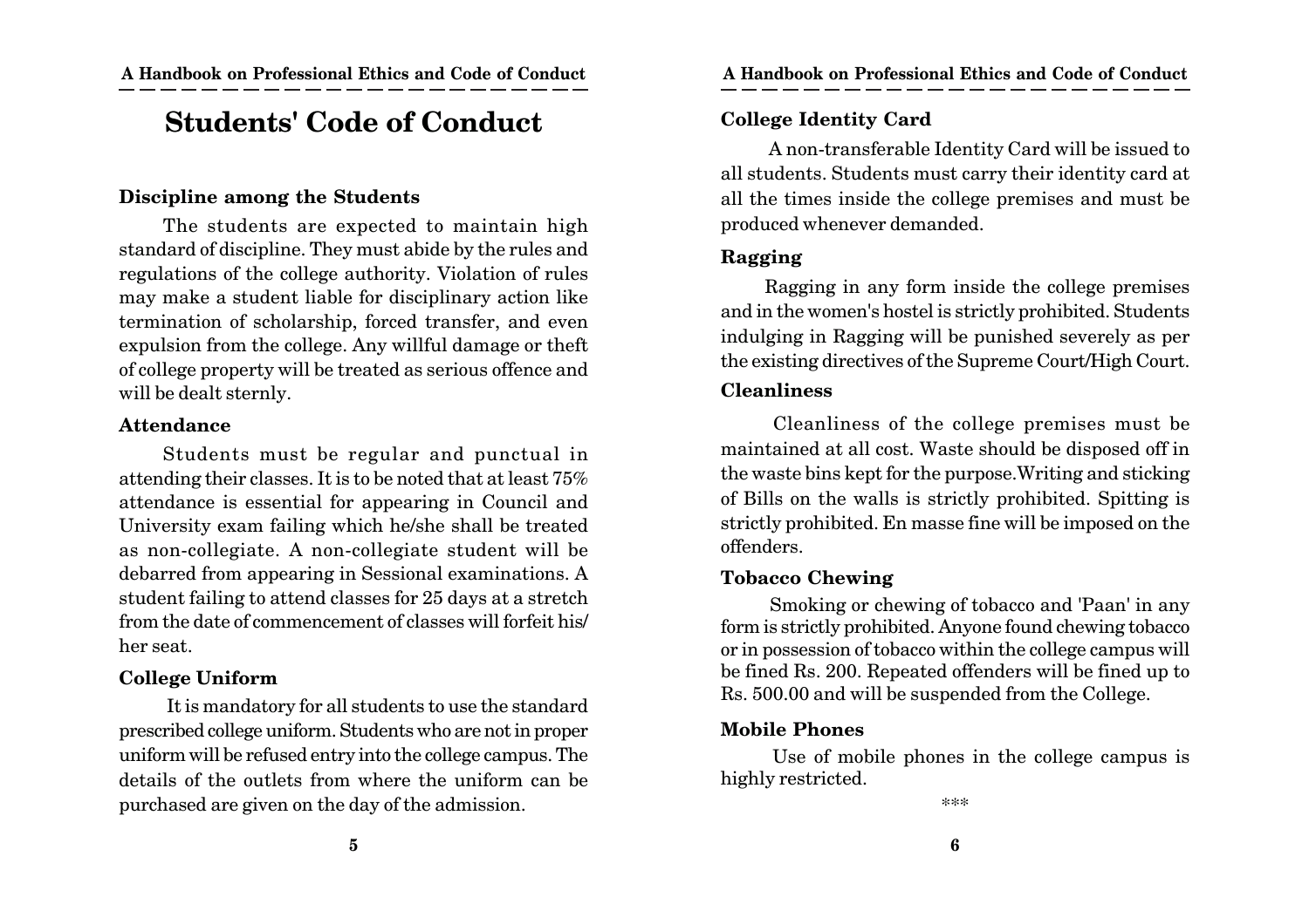# Students' Code of Conduct

### Discipline among the Students

The students are expected to maintain high standard of discipline. They must abide by the rules and regulations of the college authority. Violation of rules may make a student liable for disciplinary action like termination of scholarship, forced transfer, and even expulsion from the college. Any willful damage or theft of college property will be treated as serious offence and will be dealt sternly.

### Attendance

Students must be regular and punctual in attending their classes. It is to be noted that at least 75% attendance is essential for appearing in Council and University exam failing which he/she shall be treated as non-collegiate. A non-collegiate student will be debarred from appearing in Sessional examinations. A student failing to attend classes for 25 days at a stretch from the date of commencement of classes will forfeit his/her seat.

### College Uniform

It is mandatory for all students to use the standard prescribed college uniform. Students who are not in proper uniform will be refused entry into the college campus. The details of the outlets from where the uniform can be purchased are given on the day of the admission.

### College Identity Card

A non-transferable Identity Card will be issued to all students. Students must carry their identity card at all the times inside the college premises and must be produced whenever demanded.

### Ragging

Ragging in any form inside the college premises and in the women's hostel is strictly prohibited. Students indulging in Ragging will be punished severely as per the existing directives of the Supreme Court/High Court.

### Cleanliness

Cleanliness of the college premises must be maintained at all cost. Waste should be disposed off in the waste bins kept for the purpose.Writing and sticking of Bills on the walls is strictly prohibited. Spitting is strictly prohibited. En masse fine will be imposed on the offenders.

### Tobacco Chewing

Smoking or chewing of tobacco and 'Paan' in any form is strictly prohibited. Anyone found chewing tobacco or in possession of tobacco within the college campus will be fined Rs. 200. Repeated offenders will be fined up to Rs. 500.00 and will be suspended from the College.

### Mobile Phones

Use of mobile phones in the college campus is highly restricted.

***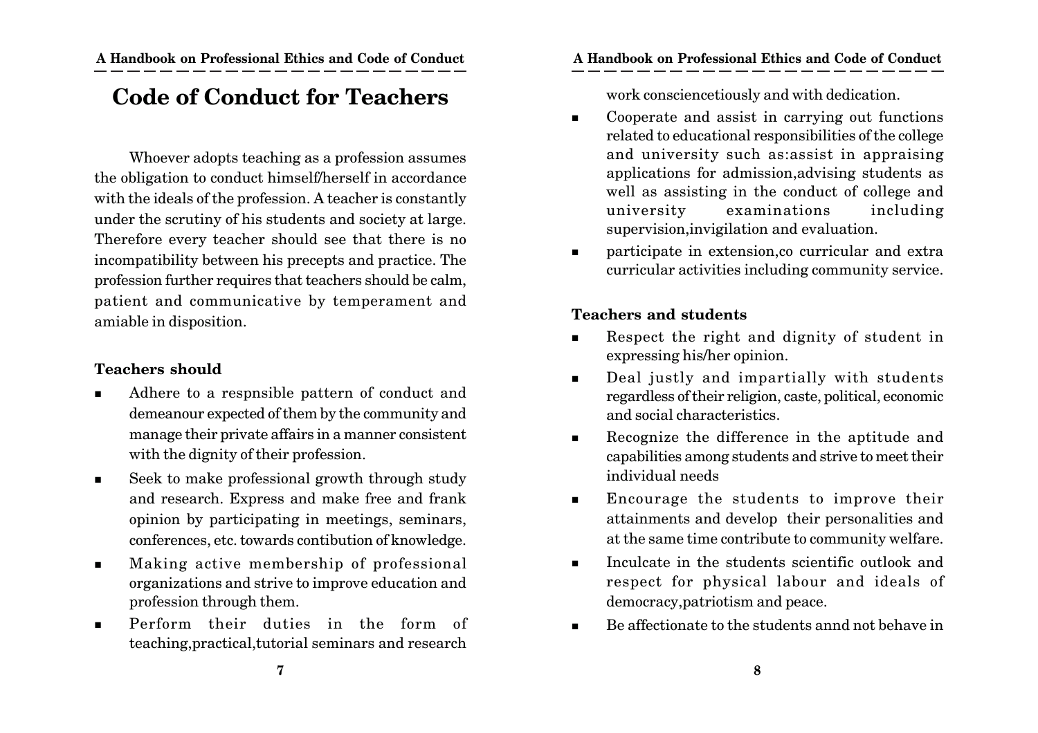# Code of Conduct for Teachers

Whoever adopts teaching as a profession assumes the obligation to conduct himself/herself in accordance with the ideals of the profession. A teacher is constantly under the scrutiny of his students and society at large. Therefore every teacher should see that there is no incompatibility between his precepts and practice. The profession further requires that teachers should be calm, patient and communicative by temperament and amiable in disposition.

### Teachers should

- Adhere to a respnsible pattern of conduct and demeanour expected of them by the community and manage their private affairs in a manner consistent with the dignity of their profession.
- Seek to make professional growth through study and research. Express and make free and frank opinion by participating in meetings, seminars, conferences, etc. towards contibution of knowledge.
- Making active membership of professional organizations and strive to improve education and profession through them.
- Perform their duties in the form of teaching,practical,tutorial seminars and research work consciencetiously and with dedication.
- Cooperate and assist in carrying out functions related to educational responsibilities of the college and university such as:assist in appraising applications for admission,advising students as well as assisting in the conduct of college and university examinations including supervision,invigilation and evaluation.
- participate in extension,co curricular and extra curricular activities including community service.

### Teachers and students

- Respect the right and dignity of student in expressing his/her opinion.
- Deal justly and impartially with students regardless of their religion, caste, political, economic and social characteristics.
- Recognize the difference in the aptitude and capabilities among students and strive to meet their individual needs
- Encourage the students to improve their attainments and develop their personalities and at the same time contribute to community welfare.
- Inculcate in the students scientific outlook and respect for physical labour and ideals of democracy,patriotism and peace.
- Be affectionate to the students annd not behave in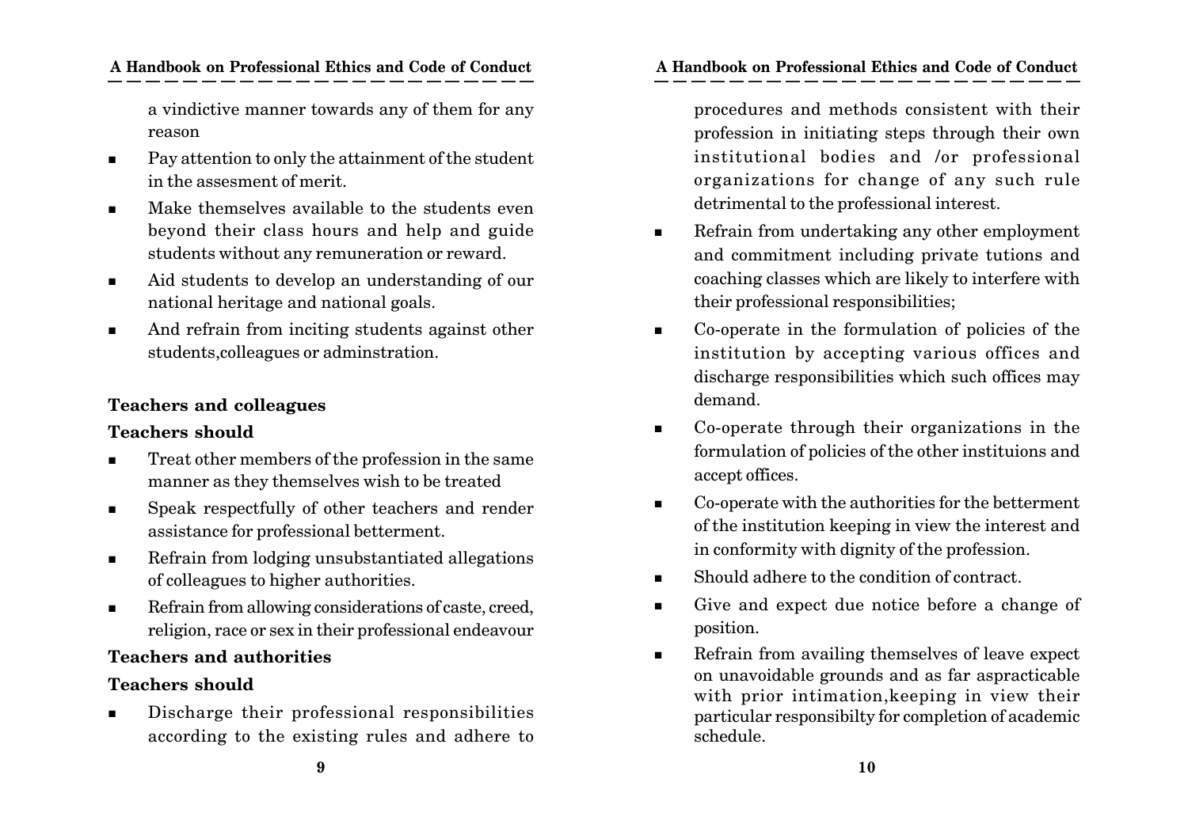a vindictive manner towards any of them for any reason

- Pay attention to only the attainment of the student in the assesment of merit.
- Make themselves available to the students even beyond their class hours and help and guide students without any remuneration or reward.
- Aid students to develop an understanding of our national heritage and national goals.
- And refrain from inciting students against other students,colleagues or adminstration.

**Teachers and colleagues**

**Teachers should**

- Treat other members of the profession in the same manner as they themselves wish to be treated
- Speak respectfully of other teachers and render assistance for professional betterment.
- Refrain from lodging unsubstantiated allegations of colleagues to higher authorities.
- Refrain from allowing considerations of caste, creed, religion, race or sex in their professional endeavour

**Teachers and authorities**

**Teachers should**

- Discharge their professional responsibilities according to the existing rules and adhere to procedures and methods consistent with their profession in initiating steps through their own institutional bodies and /or professional organizations for change of any such rule detrimental to the professional interest.
- Refrain from undertaking any other employment and commitment including private tutions and coaching classes which are likely to interfere with their professional responsibilities;
- Co-operate in the formulation of policies of the institution by accepting various offices and discharge responsibilities which such offices may demand.
- Co-operate through their organizations in the formulation of policies of the other instituions and accept offices.
- Co-operate with the authorities for the betterment of the institution keeping in view the interest and in conformity with dignity of the profession.
- Should adhere to the condition of contract.
- Give and expect due notice before a change of position.
- Refrain from availing themselves of leave expect on unavoidable grounds and as far aspracticable with prior intimation,keeping in view their particular responsibilty for completion of academic schedule.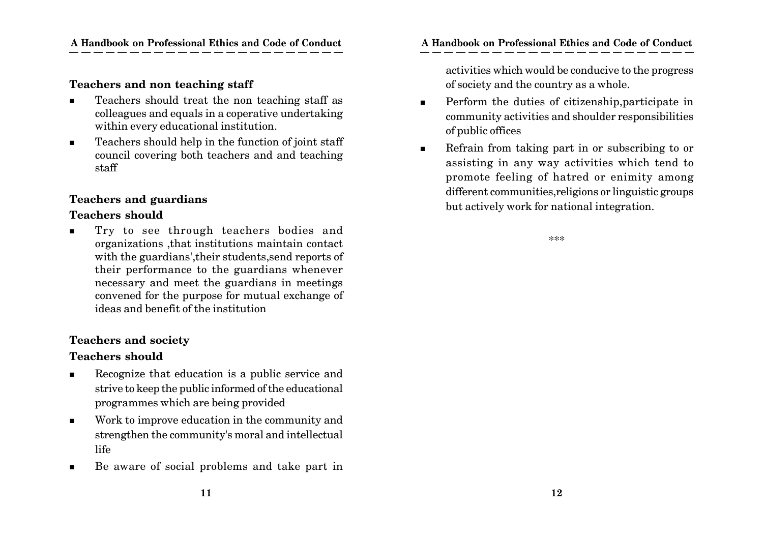### Teachers and non teaching staff

- Teachers should treat the non teaching staff as colleagues and equals in a coperative undertaking within every educational institution.
- Teachers should help in the function of joint staff council covering both teachers and and teaching staff

### Teachers and guardians

**Teachers should**

- Try to see through teachers bodies and organizations ,that institutions maintain contact with the guardians',their students,send reports of their performance to the guardians whenever necessary and meet the guardians in meetings convened for the purpose for mutual exchange of ideas and benefit of the institution

### Teachers and society

**Teachers should**

- Recognize that education is a public service and strive to keep the public informed of the educational programmes which are being provided
- Work to improve education in the community and strengthen the community's moral and intellectual life
- Be aware of social problems and take part in activities which would be conducive to the progress of society and the country as a whole.
- Perform the duties of citizenship,participate in community activities and shoulder responsibilities of public offices
- Refrain from taking part in or subscribing to or assisting in any way activities which tend to promote feeling of hatred or enimity among different communities,religions or linguistic groups but actively work for national integration.

***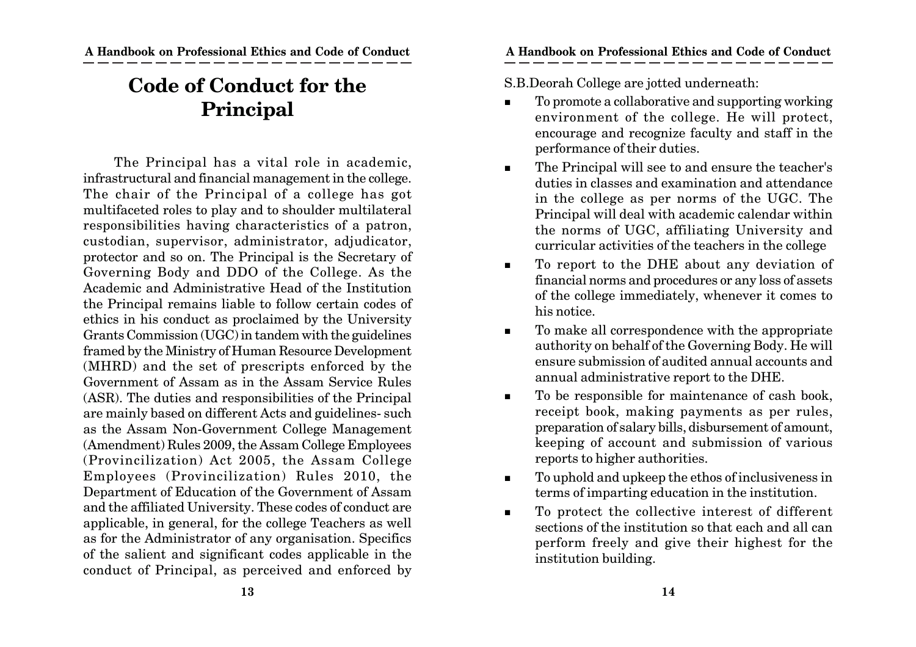# Code of Conduct for the Principal

The Principal has a vital role in academic, infrastructural and financial management in the college. The chair of the Principal of a college has got multifaceted roles to play and to shoulder multilateral responsibilities having characteristics of a patron, custodian, supervisor, administrator, adjudicator, protector and so on. The Principal is the Secretary of Governing Body and DDO of the College. As the Academic and Administrative Head of the Institution the Principal remains liable to follow certain codes of ethics in his conduct as proclaimed by the University Grants Commission (UGC) in tandem with the guidelines framed by the Ministry of Human Resource Development (MHRD) and the set of prescripts enforced by the Government of Assam as in the Assam Service Rules (ASR). The duties and responsibilities of the Principal are mainly based on different Acts and guidelines- such as the Assam Non-Government College Management (Amendment) Rules 2009, the Assam College Employees (Provincilization) Act 2005, the Assam College Employees (Provincilization) Rules 2010, the Department of Education of the Government of Assam and the affiliated University. These codes of conduct are applicable, in general, for the college Teachers as well as for the Administrator of any organisation. Specifics of the salient and significant codes applicable in the conduct of Principal, as perceived and enforced by S.B.Deorah College are jotted underneath:

- To promote a collaborative and supporting working environment of the college. He will protect, encourage and recognize faculty and staff in the performance of their duties.
- The Principal will see to and ensure the teacher's duties in classes and examination and attendance in the college as per norms of the UGC. The Principal will deal with academic calendar within the norms of UGC, affiliating University and curricular activities of the teachers in the college
- To report to the DHE about any deviation of financial norms and procedures or any loss of assets of the college immediately, whenever it comes to his notice.
- To make all correspondence with the appropriate authority on behalf of the Governing Body. He will ensure submission of audited annual accounts and annual administrative report to the DHE.
- To be responsible for maintenance of cash book, receipt book, making payments as per rules, preparation of salary bills, disbursement of amount, keeping of account and submission of various reports to higher authorities.
- To uphold and upkeep the ethos of inclusiveness in terms of imparting education in the institution.
- To protect the collective interest of different sections of the institution so that each and all can perform freely and give their highest for the institution building.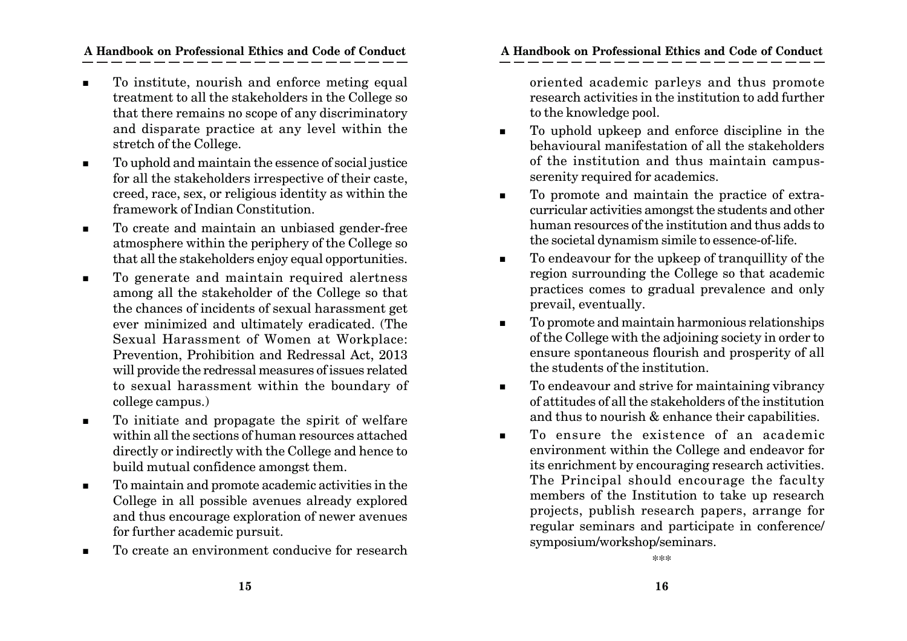- To institute, nourish and enforce meting equal treatment to all the stakeholders in the College so that there remains no scope of any discriminatory and disparate practice at any level within the stretch of the College.
- To uphold and maintain the essence of social justice for all the stakeholders irrespective of their caste, creed, race, sex, or religious identity as within the framework of Indian Constitution.
- To create and maintain an unbiased gender-free atmosphere within the periphery of the College so that all the stakeholders enjoy equal opportunities.
- To generate and maintain required alertness among all the stakeholder of the College so that the chances of incidents of sexual harassment get ever minimized and ultimately eradicated. (The Sexual Harassment of Women at Workplace: Prevention, Prohibition and Redressal Act, 2013 will provide the redressal measures of issues related to sexual harassment within the boundary of college campus.)
- To initiate and propagate the spirit of welfare within all the sections of human resources attached directly or indirectly with the College and hence to build mutual confidence amongst them.
- To maintain and promote academic activities in the College in all possible avenues already explored and thus encourage exploration of newer avenues for further academic pursuit.
- To create an environment conducive for research oriented academic parleys and thus promote research activities in the institution to add further to the knowledge pool.
- To uphold upkeep and enforce discipline in the behavioural manifestation of all the stakeholders of the institution and thus maintain campus-serenity required for academics.
- To promote and maintain the practice of extra-curricular activities amongst the students and other human resources of the institution and thus adds to the societal dynamism simile to essence-of-life.
- To endeavour for the upkeep of tranquillity of the region surrounding the College so that academic practices comes to gradual prevalence and only prevail, eventually.
- To promote and maintain harmonious relationships of the College with the adjoining society in order to ensure spontaneous flourish and prosperity of all the students of the institution.
- To endeavour and strive for maintaining vibrancy of attitudes of all the stakeholders of the institution and thus to nourish & enhance their capabilities.
- To ensure the existence of an academic environment within the College and endeavor for its enrichment by encouraging research activities. The Principal should encourage the faculty members of the Institution to take up research projects, publish research papers, arrange for regular seminars and participate in conference/ symposium/workshop/seminars.

***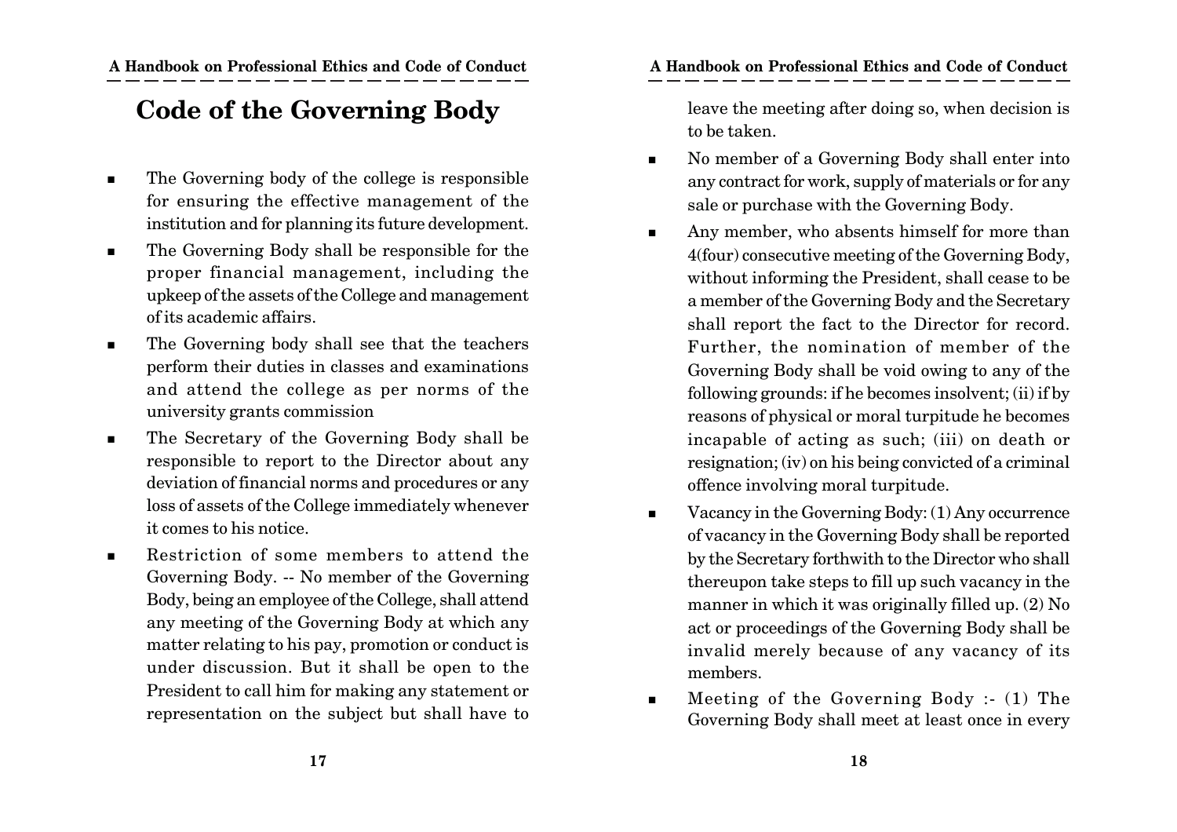# Code of the Governing Body

- The Governing body of the college is responsible for ensuring the effective management of the institution and for planning its future development.
- The Governing Body shall be responsible for the proper financial management, including the upkeep of the assets of the College and management of its academic affairs.
- The Governing body shall see that the teachers perform their duties in classes and examinations and attend the college as per norms of the university grants commission
- The Secretary of the Governing Body shall be responsible to report to the Director about any deviation of financial norms and procedures or any loss of assets of the College immediately whenever it comes to his notice.
- Restriction of some members to attend the Governing Body. -- No member of the Governing Body, being an employee of the College, shall attend any meeting of the Governing Body at which any matter relating to his pay, promotion or conduct is under discussion. But it shall be open to the President to call him for making any statement or representation on the subject but shall have to leave the meeting after doing so, when decision is to be taken.
- No member of a Governing Body shall enter into any contract for work, supply of materials or for any sale or purchase with the Governing Body.
- Any member, who absents himself for more than 4(four) consecutive meeting of the Governing Body, without informing the President, shall cease to be a member of the Governing Body and the Secretary shall report the fact to the Director for record. Further, the nomination of member of the Governing Body shall be void owing to any of the following grounds: if he becomes insolvent; (ii) if by reasons of physical or moral turpitude he becomes incapable of acting as such; (iii) on death or resignation; (iv) on his being convicted of a criminal offence involving moral turpitude.
- Vacancy in the Governing Body: (1) Any occurrence of vacancy in the Governing Body shall be reported by the Secretary forthwith to the Director who shall thereupon take steps to fill up such vacancy in the manner in which it was originally filled up. (2) No act or proceedings of the Governing Body shall be invalid merely because of any vacancy of its members.
- Meeting of the Governing Body :- (1) The Governing Body shall meet at least once in every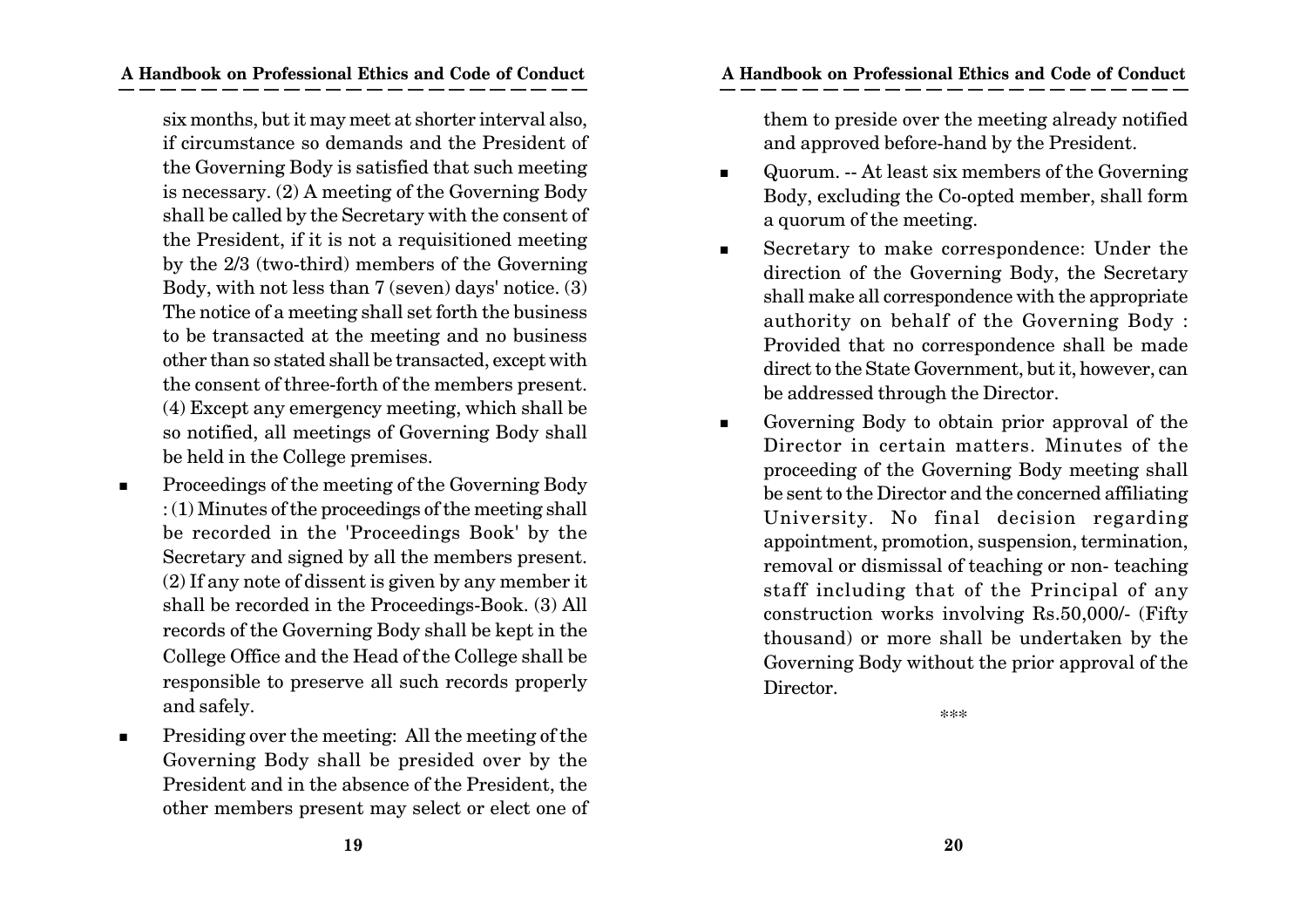six months, but it may meet at shorter interval also, if circumstance so demands and the President of the Governing Body is satisfied that such meeting is necessary. (2) A meeting of the Governing Body shall be called by the Secretary with the consent of the President, if it is not a requisitioned meeting by the 2/3 (two-third) members of the Governing Body, with not less than 7 (seven) days' notice. (3) The notice of a meeting shall set forth the business to be transacted at the meeting and no business other than so stated shall be transacted, except with the consent of three-forth of the members present. (4) Except any emergency meeting, which shall be so notified, all meetings of Governing Body shall be held in the College premises.

- Proceedings of the meeting of the Governing Body : (1) Minutes of the proceedings of the meeting shall be recorded in the 'Proceedings Book' by the Secretary and signed by all the members present. (2) If any note of dissent is given by any member it shall be recorded in the Proceedings-Book. (3) All records of the Governing Body shall be kept in the College Office and the Head of the College shall be responsible to preserve all such records properly and safely.
- Presiding over the meeting: All the meeting of the Governing Body shall be presided over by the President and in the absence of the President, the other members present may select or elect one of them to preside over the meeting already notified and approved before-hand by the President.
- Quorum. -- At least six members of the Governing Body, excluding the Co-opted member, shall form a quorum of the meeting.
- Secretary to make correspondence: Under the direction of the Governing Body, the Secretary shall make all correspondence with the appropriate authority on behalf of the Governing Body : Provided that no correspondence shall be made direct to the State Government, but it, however, can be addressed through the Director.
- Governing Body to obtain prior approval of the Director in certain matters. Minutes of the proceeding of the Governing Body meeting shall be sent to the Director and the concerned affiliating University. No final decision regarding appointment, promotion, suspension, termination, removal or dismissal of teaching or non- teaching staff including that of the Principal of any construction works involving Rs.50,000/- (Fifty thousand) or more shall be undertaken by the Governing Body without the prior approval of the Director.

\*\*\*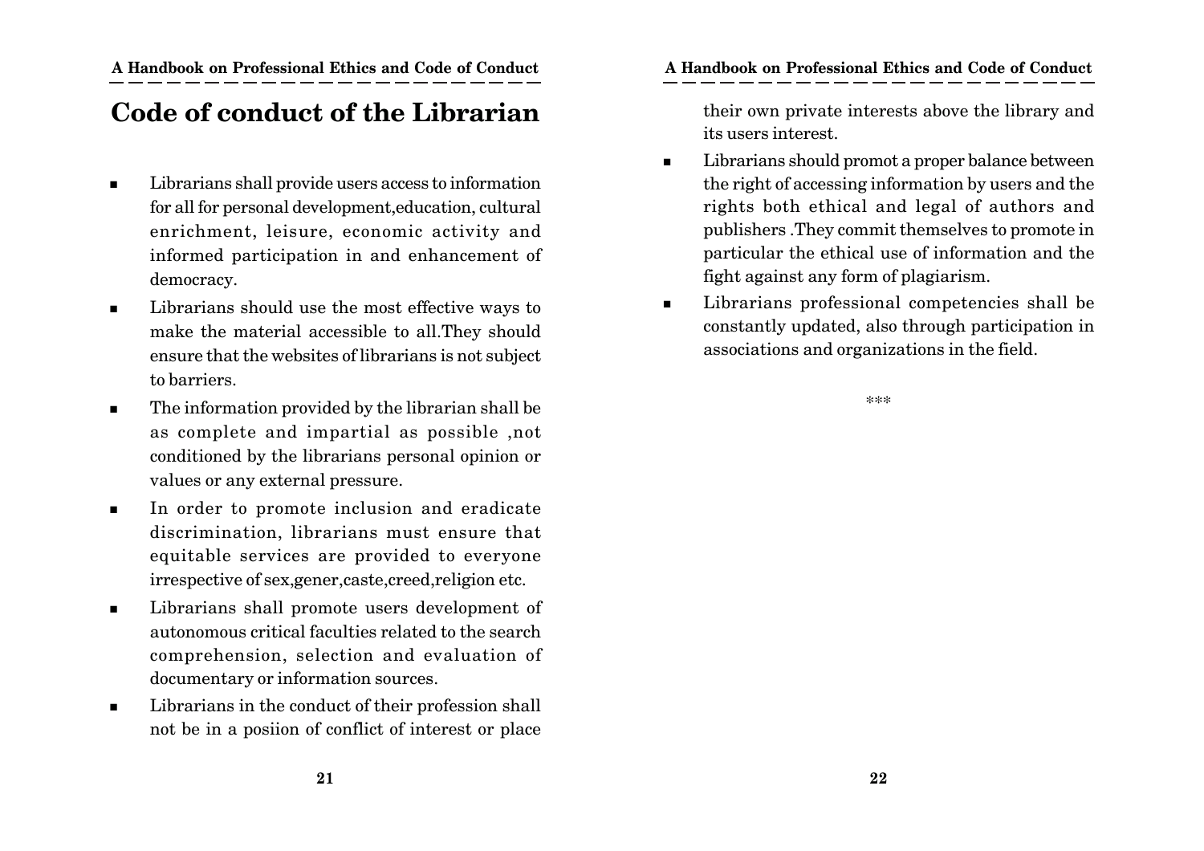# Code of conduct of the Librarian

- Librarians shall provide users access to information for all for personal development,education, cultural enrichment, leisure, economic activity and informed participation in and enhancement of democracy.
- Librarians should use the most effective ways to make the material accessible to all.They should ensure that the websites of librarians is not subject to barriers.
- The information provided by the librarian shall be as complete and impartial as possible ,not conditioned by the librarians personal opinion or values or any external pressure.
- In order to promote inclusion and eradicate discrimination, librarians must ensure that equitable services are provided to everyone irrespective of sex,gener,caste,creed,religion etc.
- Librarians shall promote users development of autonomous critical faculties related to the search comprehension, selection and evaluation of documentary or information sources.
- Librarians in the conduct of their profession shall not be in a posiion of conflict of interest or place their own private interests above the library and its users interest.
- Librarians should promot a proper balance between the right of accessing information by users and the rights both ethical and legal of authors and publishers .They commit themselves to promote in particular the ethical use of information and the fight against any form of plagiarism.
- Librarians professional competencies shall be constantly updated, also through participation in associations and organizations in the field.

***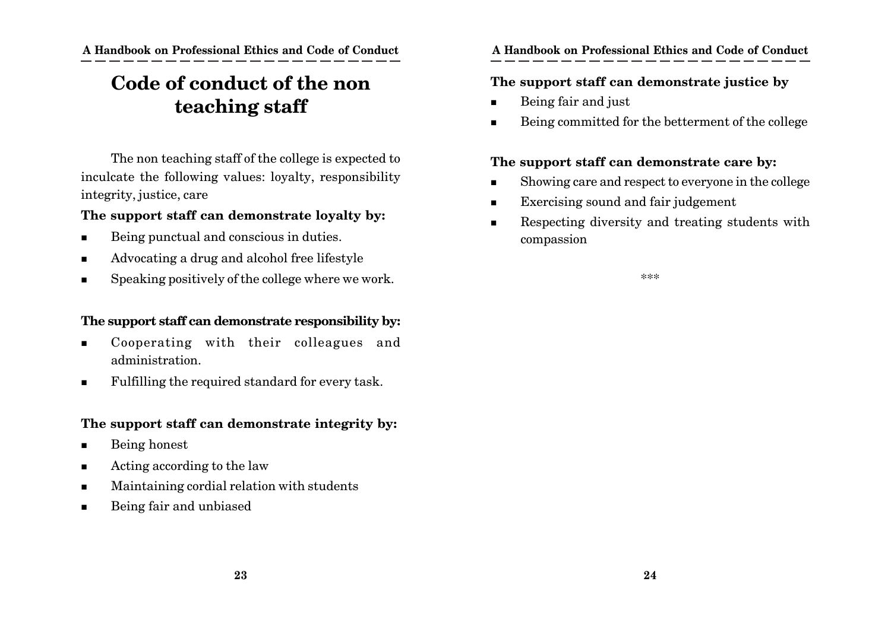# Code of conduct of the non teaching staff

The non teaching staff of the college is expected to inculcate the following values: loyalty, responsibility integrity, justice, care

**The support staff can demonstrate loyalty by:**

- Being punctual and conscious in duties.
- Advocating a drug and alcohol free lifestyle
- Speaking positively of the college where we work.

**The support staff can demonstrate responsibility by:**

- Cooperating with their colleagues and administration.
- Fulfilling the required standard for every task.

**The support staff can demonstrate integrity by:**

- Being honest
- Acting according to the law
- Maintaining cordial relation with students
- Being fair and unbiased

**The support staff can demonstrate justice by**

- Being fair and just
- Being committed for the betterment of the college

**The support staff can demonstrate care by:**

- Showing care and respect to everyone in the college
- Exercising sound and fair judgement
- Respecting diversity and treating students with compassion

***